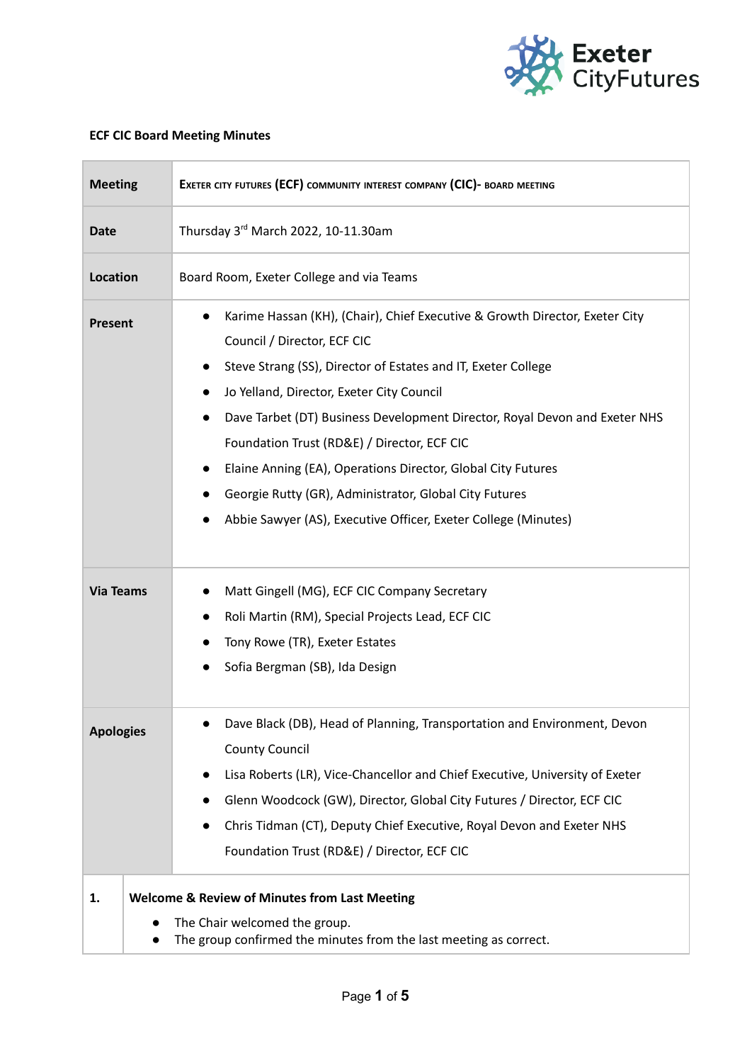**ECF CIC Board Meeting Minutes**

| | |
|---|---|
| **Meeting** | EXETER CITY FUTURES (ECF) COMMUNITY INTEREST COMPANY (CIC)- BOARD MEETING |
| **Date** | Thursday 3rd March 2022, 10-11.30am |
| **Location** | Board Room, Exeter College and via Teams |
| **Present** | • Karime Hassan (KH), (Chair), Chief Executive & Growth Director, Exeter City Council / Director, ECF CIC<br>• Steve Strang (SS), Director of Estates and IT, Exeter College<br>• Jo Yelland, Director, Exeter City Council<br>• Dave Tarbet (DT) Business Development Director, Royal Devon and Exeter NHS Foundation Trust (RD&E) / Director, ECF CIC<br>• Elaine Anning (EA), Operations Director, Global City Futures<br>• Georgie Rutty (GR), Administrator, Global City Futures<br>• Abbie Sawyer (AS), Executive Officer, Exeter College (Minutes) |
| **Via Teams** | • Matt Gingell (MG), ECF CIC Company Secretary<br>• Roli Martin (RM), Special Projects Lead, ECF CIC<br>• Tony Rowe (TR), Exeter Estates<br>• Sofia Bergman (SB), Ida Design |
| **Apologies** | • Dave Black (DB), Head of Planning, Transportation and Environment, Devon County Council<br>• Lisa Roberts (LR), Vice-Chancellor and Chief Executive, University of Exeter<br>• Glenn Woodcock (GW), Director, Global City Futures / Director, ECF CIC<br>• Chris Tidman (CT), Deputy Chief Executive, Royal Devon and Exeter NHS Foundation Trust (RD&E) / Director, ECF CIC |

| | |
|---|---|
| **1.** | **Welcome & Review of Minutes from Last Meeting**<br>• The Chair welcomed the group.<br>• The group confirmed the minutes from the last meeting as correct. |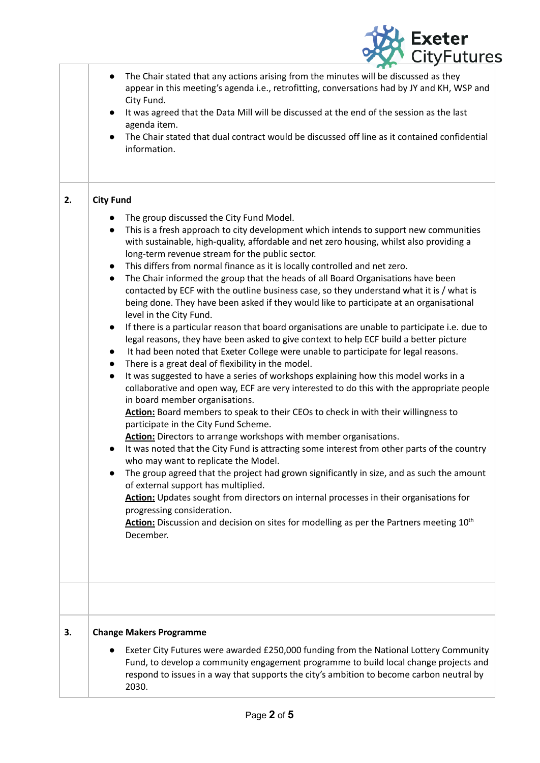| | |
|---|---|
| | • The Chair stated that any actions arising from the minutes will be discussed as they appear in this meeting's agenda i.e., retrofitting, conversations had by JY and KH, WSP and City Fund.<br>• It was agreed that the Data Mill will be discussed at the end of the session as the last agenda item.<br>• The Chair stated that dual contract would be discussed off line as it contained confidential information. |
| **2.** | **City Fund**<br><br>• The group discussed the City Fund Model.<br>• This is a fresh approach to city development which intends to support new communities with sustainable, high-quality, affordable and net zero housing, whilst also providing a long-term revenue stream for the public sector.<br>• This differs from normal finance as it is locally controlled and net zero.<br>• The Chair informed the group that the heads of all Board Organisations have been contacted by ECF with the outline business case, so they understand what it is / what is being done. They have been asked if they would like to participate at an organisational level in the City Fund.<br>• If there is a particular reason that board organisations are unable to participate i.e. due to legal reasons, they have been asked to give context to help ECF build a better picture<br>• It had been noted that Exeter College were unable to participate for legal reasons.<br>• There is a great deal of flexibility in the model.<br>• It was suggested to have a series of workshops explaining how this model works in a collaborative and open way, ECF are very interested to do this with the appropriate people in board member organisations.<br>**<u>Action:</u>** Board members to speak to their CEOs to check in with their willingness to participate in the City Fund Scheme.<br>**<u>Action:</u>** Directors to arrange workshops with member organisations.<br>• It was noted that the City Fund is attracting some interest from other parts of the country who may want to replicate the Model.<br>• The group agreed that the project had grown significantly in size, and as such the amount of external support has multiplied.<br>**<u>Action:</u>** Updates sought from directors on internal processes in their organisations for progressing consideration.<br>**<u>Action:</u>** Discussion and decision on sites for modelling as per the Partners meeting 10th December. |
| | |
| **3.** | **Change Makers Programme**<br><br>• Exeter City Futures were awarded £250,000 funding from the National Lottery Community Fund, to develop a community engagement programme to build local change projects and respond to issues in a way that supports the city's ambition to become carbon neutral by 2030. |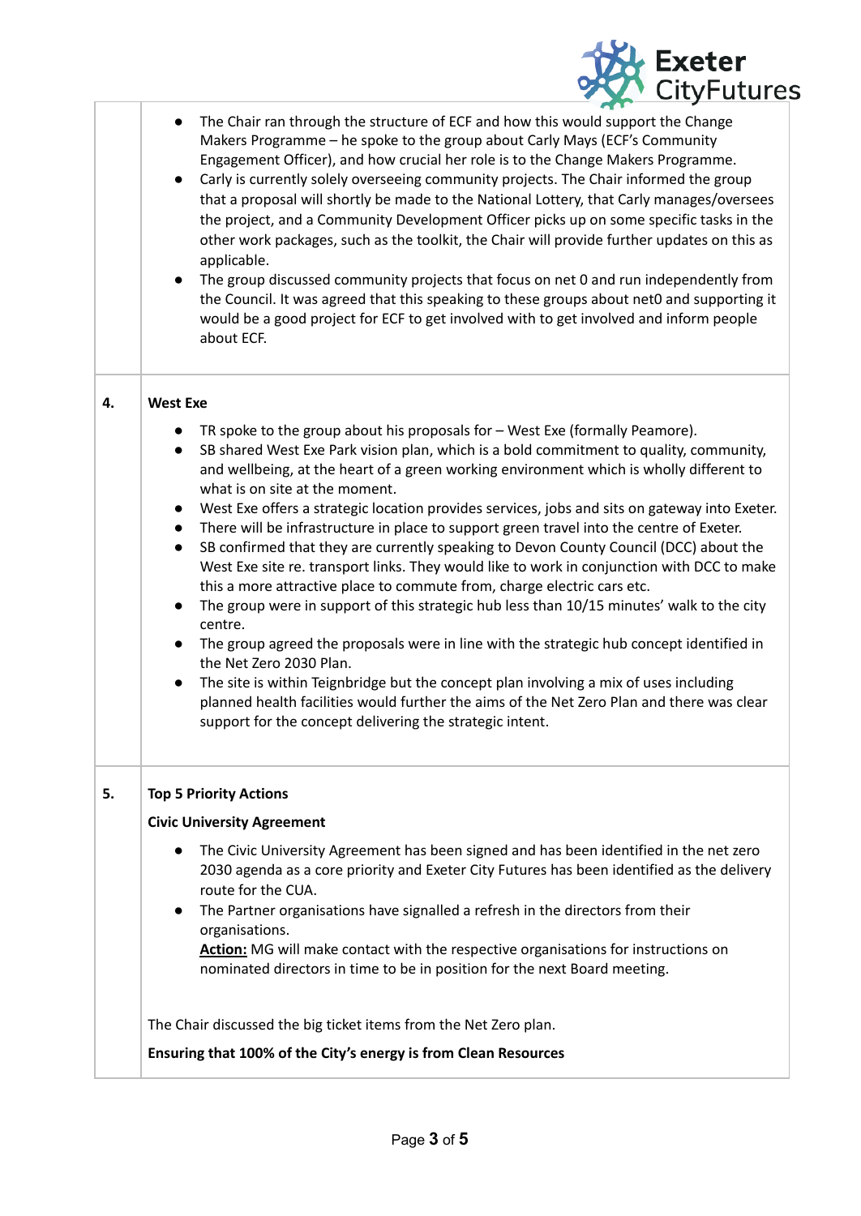- The Chair ran through the structure of ECF and how this would support the Change Makers Programme – he spoke to the group about Carly Mays (ECF's Community Engagement Officer), and how crucial her role is to the Change Makers Programme.
- Carly is currently solely overseeing community projects. The Chair informed the group that a proposal will shortly be made to the National Lottery, that Carly manages/oversees the project, and a Community Development Officer picks up on some specific tasks in the other work packages, such as the toolkit, the Chair will provide further updates on this as applicable.
- The group discussed community projects that focus on net 0 and run independently from the Council. It was agreed that this speaking to these groups about net0 and supporting it would be a good project for ECF to get involved with to get involved and inform people about ECF.

**4. West Exe**

- TR spoke to the group about his proposals for – West Exe (formally Peamore).
- SB shared West Exe Park vision plan, which is a bold commitment to quality, community, and wellbeing, at the heart of a green working environment which is wholly different to what is on site at the moment.
- West Exe offers a strategic location provides services, jobs and sits on gateway into Exeter.
- There will be infrastructure in place to support green travel into the centre of Exeter.
- SB confirmed that they are currently speaking to Devon County Council (DCC) about the West Exe site re. transport links. They would like to work in conjunction with DCC to make this a more attractive place to commute from, charge electric cars etc.
- The group were in support of this strategic hub less than 10/15 minutes' walk to the city centre.
- The group agreed the proposals were in line with the strategic hub concept identified in the Net Zero 2030 Plan.
- The site is within Teignbridge but the concept plan involving a mix of uses including planned health facilities would further the aims of the Net Zero Plan and there was clear support for the concept delivering the strategic intent.

**5. Top 5 Priority Actions**

**Civic University Agreement**

- The Civic University Agreement has been signed and has been identified in the net zero 2030 agenda as a core priority and Exeter City Futures has been identified as the delivery route for the CUA.
- The Partner organisations have signalled a refresh in the directors from their organisations.
  **Action:** MG will make contact with the respective organisations for instructions on nominated directors in time to be in position for the next Board meeting.

The Chair discussed the big ticket items from the Net Zero plan.

**Ensuring that 100% of the City's energy is from Clean Resources**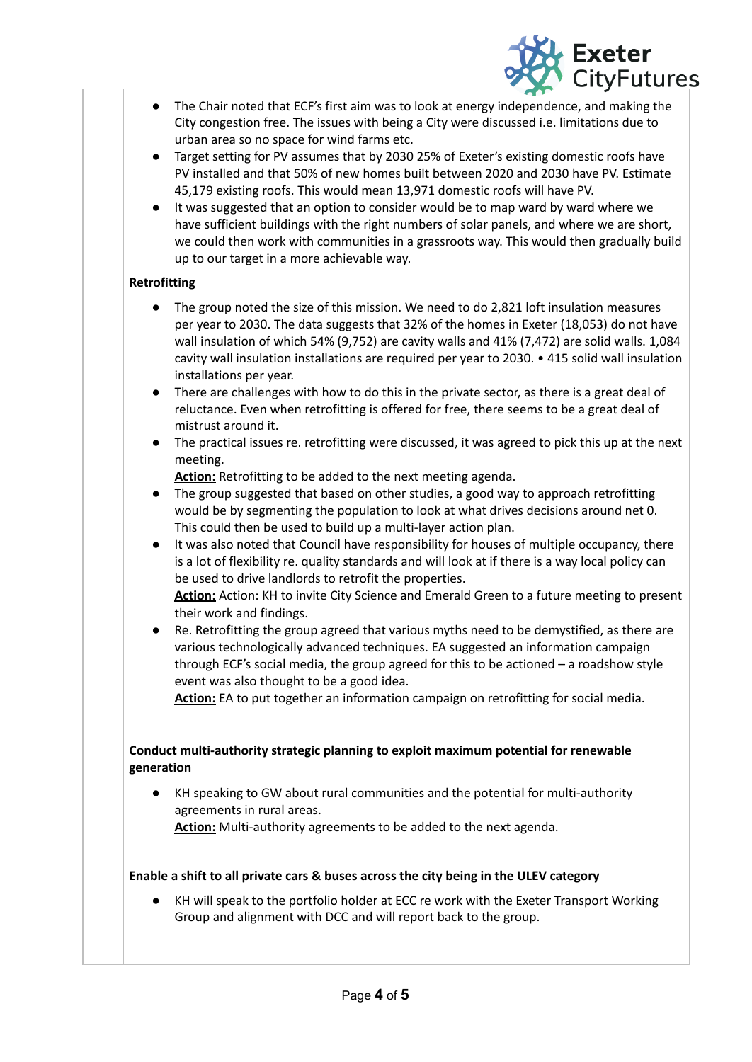- The Chair noted that ECF's first aim was to look at energy independence, and making the City congestion free. The issues with being a City were discussed i.e. limitations due to urban area so no space for wind farms etc.
- Target setting for PV assumes that by 2030 25% of Exeter's existing domestic roofs have PV installed and that 50% of new homes built between 2020 and 2030 have PV. Estimate 45,179 existing roofs. This would mean 13,971 domestic roofs will have PV.
- It was suggested that an option to consider would be to map ward by ward where we have sufficient buildings with the right numbers of solar panels, and where we are short, we could then work with communities in a grassroots way. This would then gradually build up to our target in a more achievable way.

**Retrofitting**

- The group noted the size of this mission. We need to do 2,821 loft insulation measures per year to 2030. The data suggests that 32% of the homes in Exeter (18,053) do not have wall insulation of which 54% (9,752) are cavity walls and 41% (7,472) are solid walls. 1,084 cavity wall insulation installations are required per year to 2030. • 415 solid wall insulation installations per year.
- There are challenges with how to do this in the private sector, as there is a great deal of reluctance. Even when retrofitting is offered for free, there seems to be a great deal of mistrust around it.
- The practical issues re. retrofitting were discussed, it was agreed to pick this up at the next meeting.
  **Action:** Retrofitting to be added to the next meeting agenda.
- The group suggested that based on other studies, a good way to approach retrofitting would be by segmenting the population to look at what drives decisions around net 0. This could then be used to build up a multi-layer action plan.
- It was also noted that Council have responsibility for houses of multiple occupancy, there is a lot of flexibility re. quality standards and will look at if there is a way local policy can be used to drive landlords to retrofit the properties.
  **Action:** Action: KH to invite City Science and Emerald Green to a future meeting to present their work and findings.
- Re. Retrofitting the group agreed that various myths need to be demystified, as there are various technologically advanced techniques. EA suggested an information campaign through ECF's social media, the group agreed for this to be actioned – a roadshow style event was also thought to be a good idea.
  **Action:** EA to put together an information campaign on retrofitting for social media.

**Conduct multi-authority strategic planning to exploit maximum potential for renewable generation**

- KH speaking to GW about rural communities and the potential for multi-authority agreements in rural areas.
  **Action:** Multi-authority agreements to be added to the next agenda.

**Enable a shift to all private cars & buses across the city being in the ULEV category**

- KH will speak to the portfolio holder at ECC re work with the Exeter Transport Working Group and alignment with DCC and will report back to the group.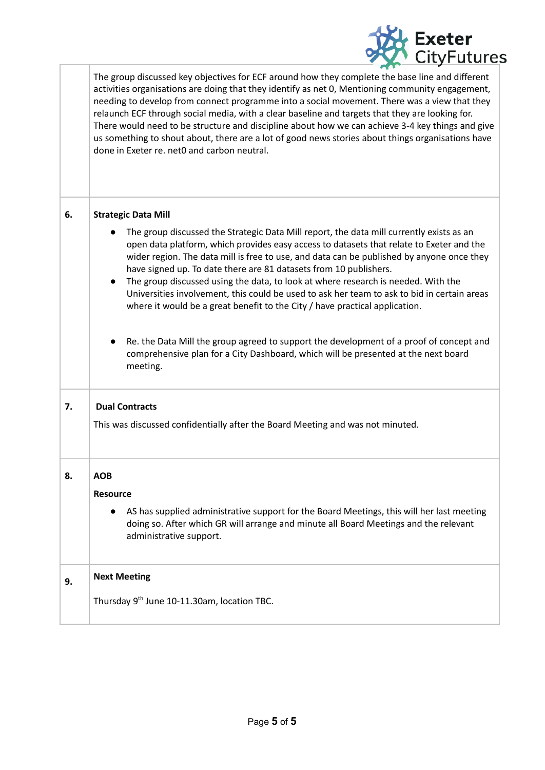| | |
|---|---|
| | The group discussed key objectives for ECF around how they complete the base line and different activities organisations are doing that they identify as net 0, Mentioning community engagement, needing to develop from connect programme into a social movement. There was a view that they relaunch ECF through social media, with a clear baseline and targets that they are looking for. There would need to be structure and discipline about how we can achieve 3-4 key things and give us something to shout about, there are a lot of good news stories about things organisations have done in Exeter re. net0 and carbon neutral. |
| **6.** | **Strategic Data Mill**<br><br>• The group discussed the Strategic Data Mill report, the data mill currently exists as an open data platform, which provides easy access to datasets that relate to Exeter and the wider region. The data mill is free to use, and data can be published by anyone once they have signed up. To date there are 81 datasets from 10 publishers.<br>• The group discussed using the data, to look at where research is needed. With the Universities involvement, this could be used to ask her team to ask to bid in certain areas where it would be a great benefit to the City / have practical application.<br><br>• Re. the Data Mill the group agreed to support the development of a proof of concept and comprehensive plan for a City Dashboard, which will be presented at the next board meeting. |
| **7.** | **Dual Contracts**<br><br>This was discussed confidentially after the Board Meeting and was not minuted. |
| **8.** | **AOB**<br><br>**Resource**<br><br>• AS has supplied administrative support for the Board Meetings, this will her last meeting doing so. After which GR will arrange and minute all Board Meetings and the relevant administrative support. |
| **9.** | **Next Meeting**<br><br>Thursday 9th June 10-11.30am, location TBC. |